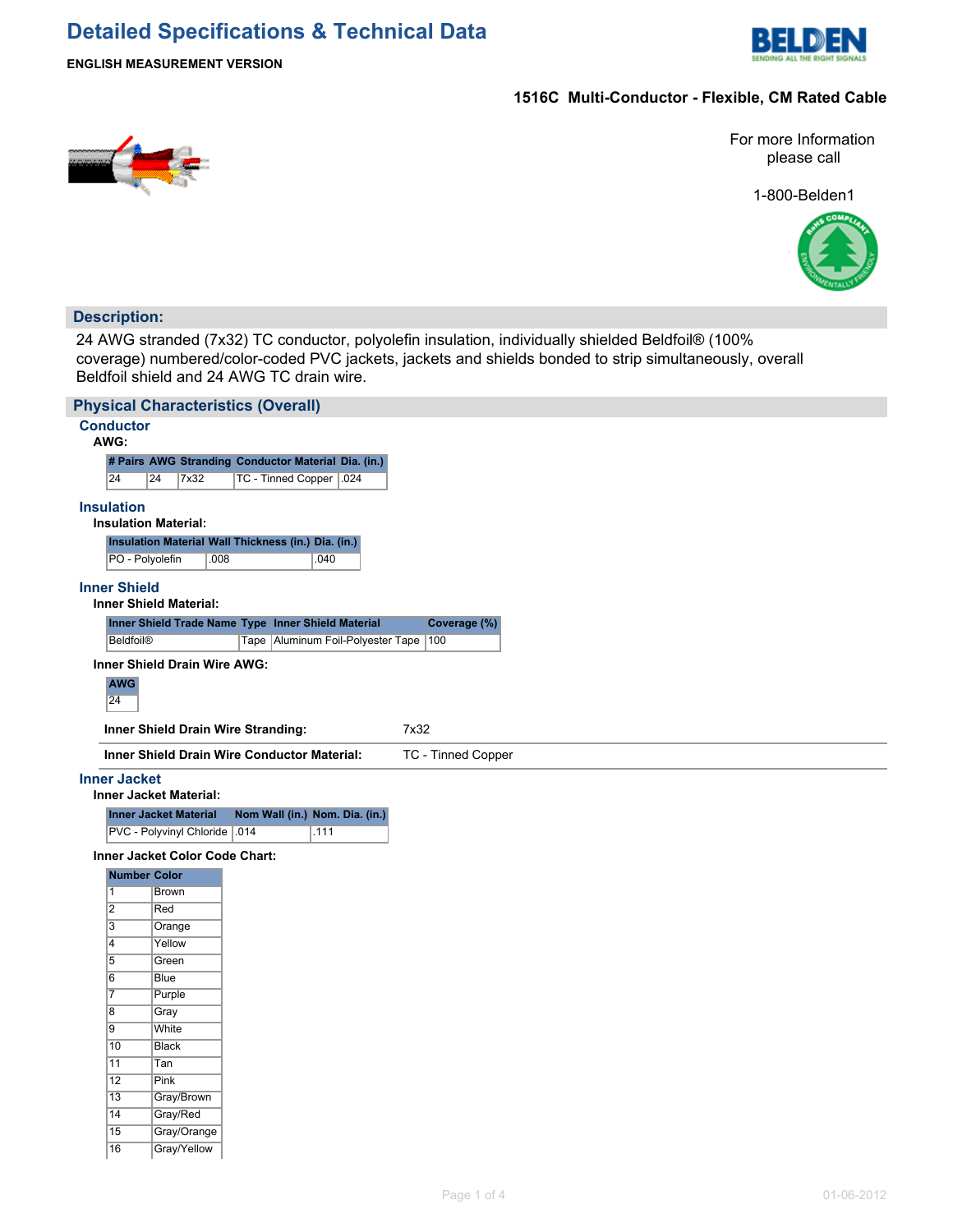# Detailed Specifications & Technical Data

**ENGLISH MEASUREMENT VERSION**

**1516C Multi-Conductor - Flexible, CM Rated Cable**

For more Information please call

1-800-Belden1

## Description:

24 AWG stranded (7x32) TC conductor, polyolefin insulation, individually shielded Beldfoil® (100% coverage) numbered/color-coded PVC jackets, jackets and shields bonded to strip simultaneously, overall Beldfoil shield and 24 AWG TC drain wire.

## Physical Characteristics (Overall)

### Conductor

**AWG:**

| # Pairs | AWG | Stranding | Conductor Material | Dia. (in.) |
|---|---|---|---|---|
| 24 | 24 | 7x32 | TC - Tinned Copper | .024 |

### Insulation

**Insulation Material:**

| Insulation Material | Wall Thickness (in.) | Dia. (in.) |
|---|---|---|
| PO - Polyolefin | .008 | .040 |

### Inner Shield

**Inner Shield Material:**

| Inner Shield Trade Name | Type | Inner Shield Material | Coverage (%) |
|---|---|---|---|
| Beldfoil® | Tape | Aluminum Foil-Polyester Tape | 100 |

**Inner Shield Drain Wire AWG:**

| AWG |
|---|
| 24 |

| | |
|---|---|
| **Inner Shield Drain Wire Stranding:** | 7x32 |
| **Inner Shield Drain Wire Conductor Material:** | TC - Tinned Copper |

### Inner Jacket

**Inner Jacket Material:**

| Inner Jacket Material | Nom Wall (in.) | Nom. Dia. (in.) |
|---|---|---|
| PVC - Polyvinyl Chloride | .014 | .111 |

**Inner Jacket Color Code Chart:**

| Number | Color |
|---|---|
| 1 | Brown |
| 2 | Red |
| 3 | Orange |
| 4 | Yellow |
| 5 | Green |
| 6 | Blue |
| 7 | Purple |
| 8 | Gray |
| 9 | White |
| 10 | Black |
| 11 | Tan |
| 12 | Pink |
| 13 | Gray/Brown |
| 14 | Gray/Red |
| 15 | Gray/Orange |
| 16 | Gray/Yellow |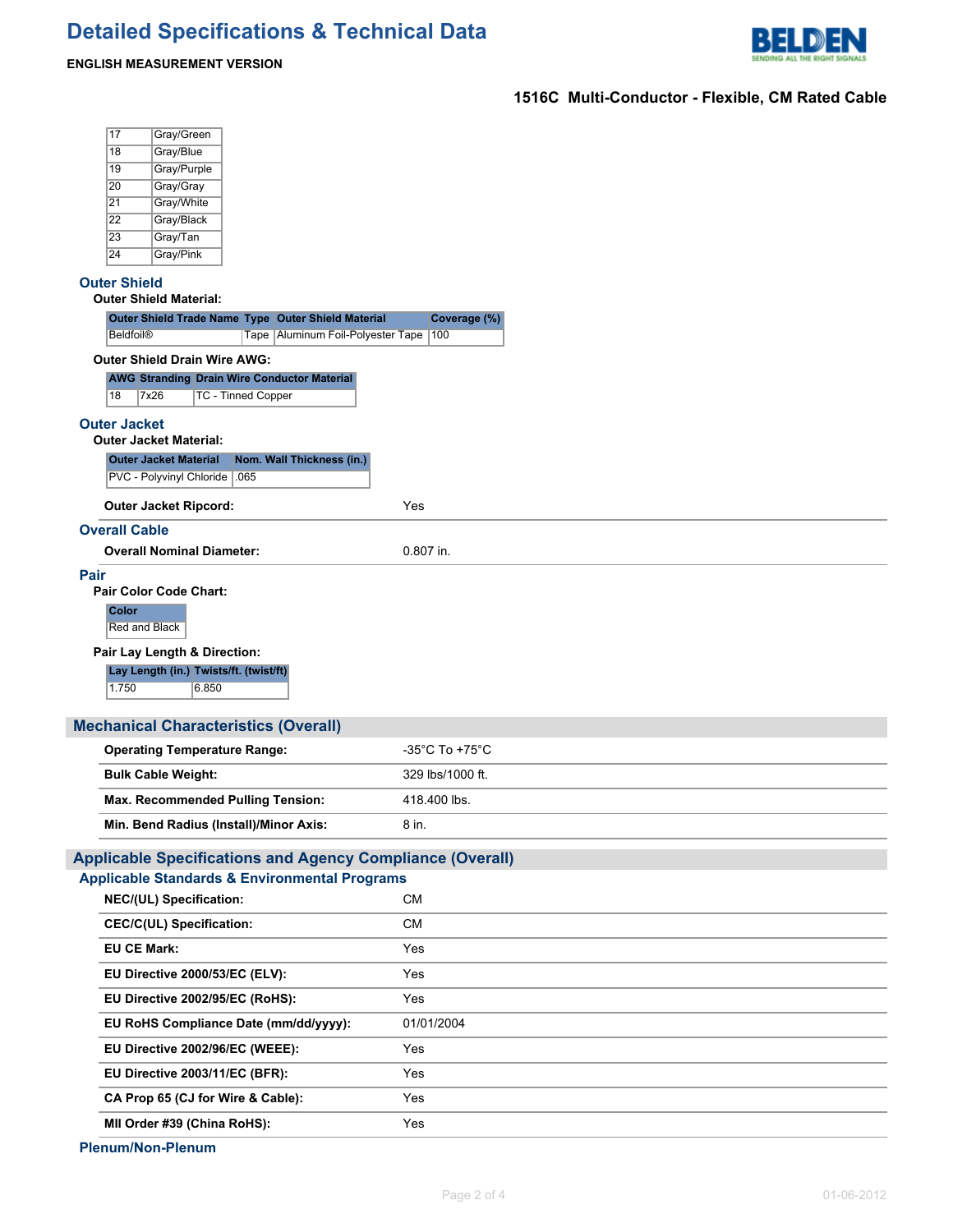| 17 | Gray/Green |
|---|---|
| 18 | Gray/Blue |
| 19 | Gray/Purple |
| 20 | Gray/Gray |
| 21 | Gray/White |
| 22 | Gray/Black |
| 23 | Gray/Tan |
| 24 | Gray/Pink |

### Outer Shield

**Outer Shield Material:**

| Outer Shield Trade Name | Type | Outer Shield Material | Coverage (%) |
|---|---|---|---|
| Beldfoil® | Tape | Aluminum Foil-Polyester Tape | 100 |

**Outer Shield Drain Wire AWG:**

| AWG | Stranding | Drain Wire Conductor Material |
|---|---|---|
| 18 | 7x26 | TC - Tinned Copper |

### Outer Jacket

**Outer Jacket Material:**

| Outer Jacket Material | Nom. Wall Thickness (in.) |
|---|---|
| PVC - Polyvinyl Chloride | .065 |

**Outer Jacket Ripcord:** Yes

### Overall Cable

**Overall Nominal Diameter:** 0.807 in.

### Pair

**Pair Color Code Chart:**

| Color |
|---|
| Red and Black |

**Pair Lay Length & Direction:**

| Lay Length (in.) | Twists/ft. (twist/ft) |
|---|---|
| 1.750 | 6.850 |

## Mechanical Characteristics (Overall)

| | |
|---|---|
| **Operating Temperature Range:** | -35°C To +75°C |
| **Bulk Cable Weight:** | 329 lbs/1000 ft. |
| **Max. Recommended Pulling Tension:** | 418.400 lbs. |
| **Min. Bend Radius (Install)/Minor Axis:** | 8 in. |

## Applicable Specifications and Agency Compliance (Overall)

### Applicable Standards & Environmental Programs

| | |
|---|---|
| **NEC/(UL) Specification:** | CM |
| **CEC/C(UL) Specification:** | CM |
| **EU CE Mark:** | Yes |
| **EU Directive 2000/53/EC (ELV):** | Yes |
| **EU Directive 2002/95/EC (RoHS):** | Yes |
| **EU RoHS Compliance Date (mm/dd/yyyy):** | 01/01/2004 |
| **EU Directive 2002/96/EC (WEEE):** | Yes |
| **EU Directive 2003/11/EC (BFR):** | Yes |
| **CA Prop 65 (CJ for Wire & Cable):** | Yes |
| **MII Order #39 (China RoHS):** | Yes |

### Plenum/Non-Plenum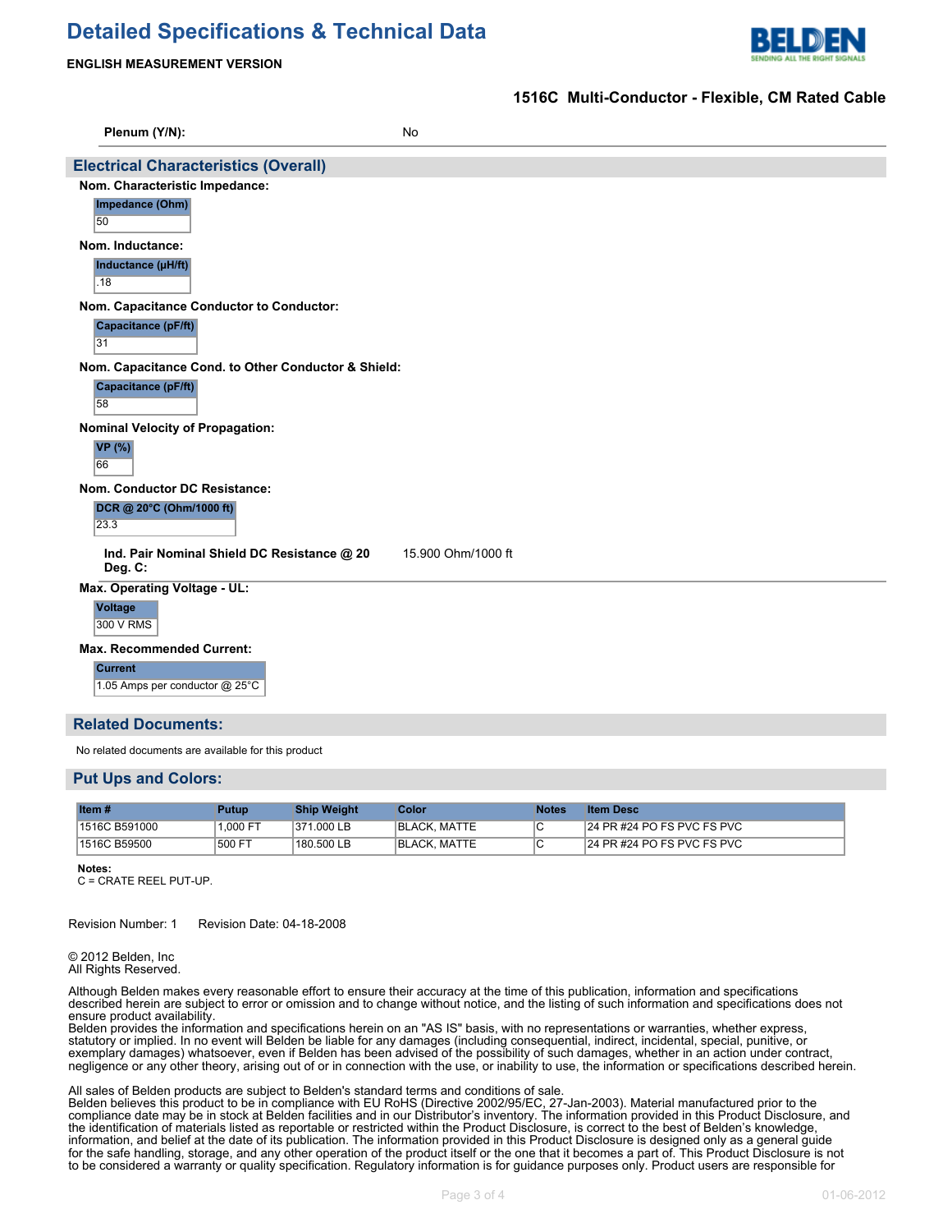# Detailed Specifications & Technical Data

**ENGLISH MEASUREMENT VERSION**

**1516C Multi-Conductor - Flexible, CM Rated Cable**

| | |
|---|---|
| **Plenum (Y/N):** | No |

## Electrical Characteristics (Overall)

**Nom. Characteristic Impedance:**

| Impedance (Ohm) |
|---|
| 50 |

**Nom. Inductance:**

| Inductance (µH/ft) |
|---|
| .18 |

**Nom. Capacitance Conductor to Conductor:**

| Capacitance (pF/ft) |
|---|
| 31 |

**Nom. Capacitance Cond. to Other Conductor & Shield:**

| Capacitance (pF/ft) |
|---|
| 58 |

**Nominal Velocity of Propagation:**

| VP (%) |
|---|
| 66 |

**Nom. Conductor DC Resistance:**

| DCR @ 20°C (Ohm/1000 ft) |
|---|
| 23.3 |

| | |
|---|---|
| **Ind. Pair Nominal Shield DC Resistance @ 20 Deg. C:** | 15.900 Ohm/1000 ft |

**Max. Operating Voltage - UL:**

| Voltage |
|---|
| 300 V RMS |

**Max. Recommended Current:**

| Current |
|---|
| 1.05 Amps per conductor @ 25°C |

## Related Documents:

No related documents are available for this product

## Put Ups and Colors:

| Item # | Putup | Ship Weight | Color | Notes | Item Desc |
|---|---|---|---|---|---|
| 1516C B591000 | 1,000 FT | 371.000 LB | BLACK, MATTE | C | 24 PR #24 PO FS PVC FS PVC |
| 1516C B59500 | 500 FT | 180.500 LB | BLACK, MATTE | C | 24 PR #24 PO FS PVC FS PVC |

**Notes:**
C = CRATE REEL PUT-UP.

Revision Number: 1    Revision Date: 04-18-2008

© 2012 Belden, Inc
All Rights Reserved.

Although Belden makes every reasonable effort to ensure their accuracy at the time of this publication, information and specifications described herein are subject to error or omission and to change without notice, and the listing of such information and specifications does not ensure product availability.
Belden provides the information and specifications herein on an "AS IS" basis, with no representations or warranties, whether express, statutory or implied. In no event will Belden be liable for any damages (including consequential, indirect, incidental, special, punitive, or exemplary damages) whatsoever, even if Belden has been advised of the possibility of such damages, whether in an action under contract, negligence or any other theory, arising out of or in connection with the use, or inability to use, the information or specifications described herein.

All sales of Belden products are subject to Belden's standard terms and conditions of sale.
Belden believes this product to be in compliance with EU RoHS (Directive 2002/95/EC, 27-Jan-2003). Material manufactured prior to the compliance date may be in stock at Belden facilities and in our Distributor's inventory. The information provided in this Product Disclosure, and the identification of materials listed as reportable or restricted within the Product Disclosure, is correct to the best of Belden's knowledge, information, and belief at the date of its publication. The information provided in this Product Disclosure is designed only as a general guide for the safe handling, storage, and any other operation of the product itself or the one that it becomes a part of. This Product Disclosure is not to be considered a warranty or quality specification. Regulatory information is for guidance purposes only. Product users are responsible for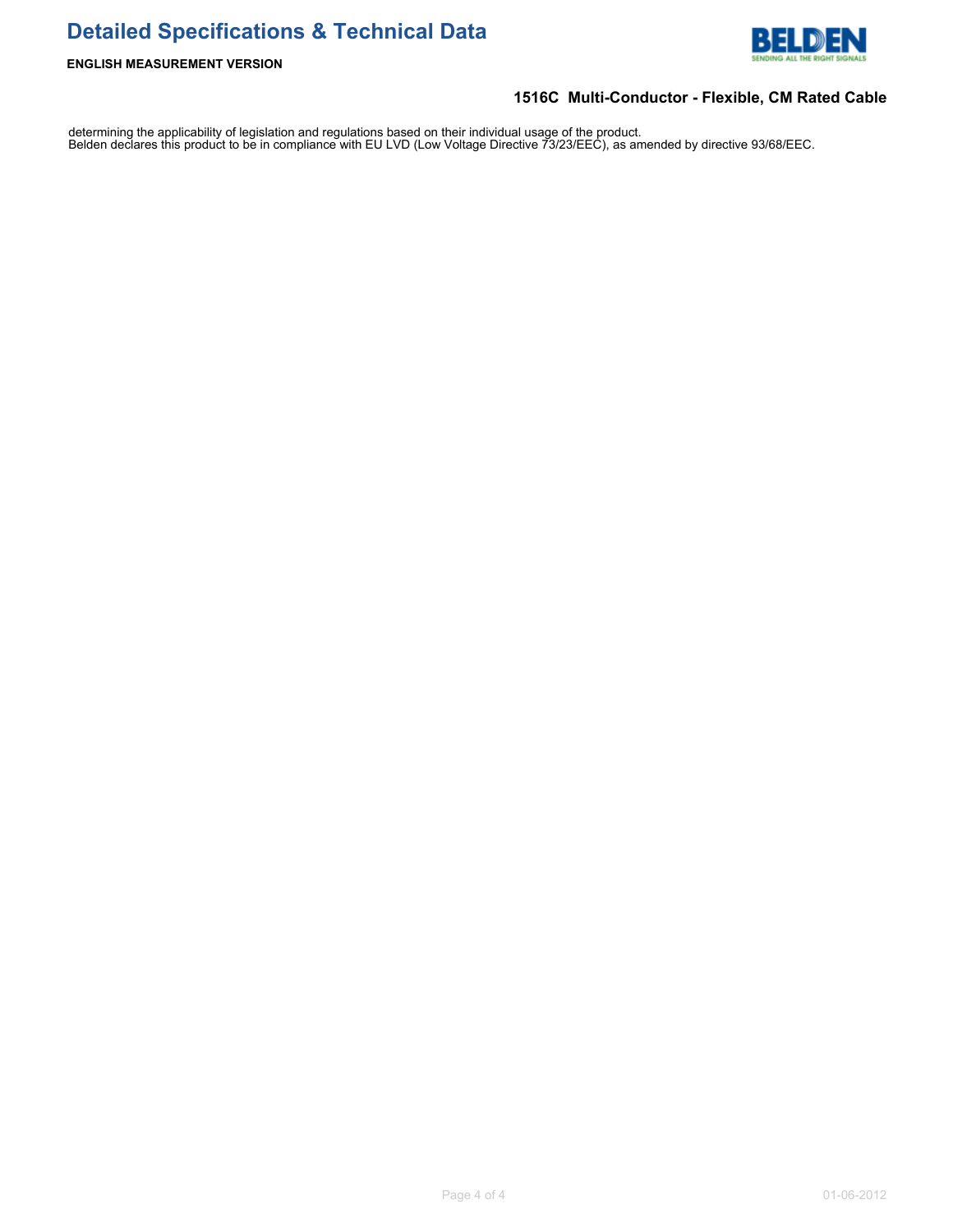determining the applicability of legislation and regulations based on their individual usage of the product.
Belden declares this product to be in compliance with EU LVD (Low Voltage Directive 73/23/EEC), as amended by directive 93/68/EEC.